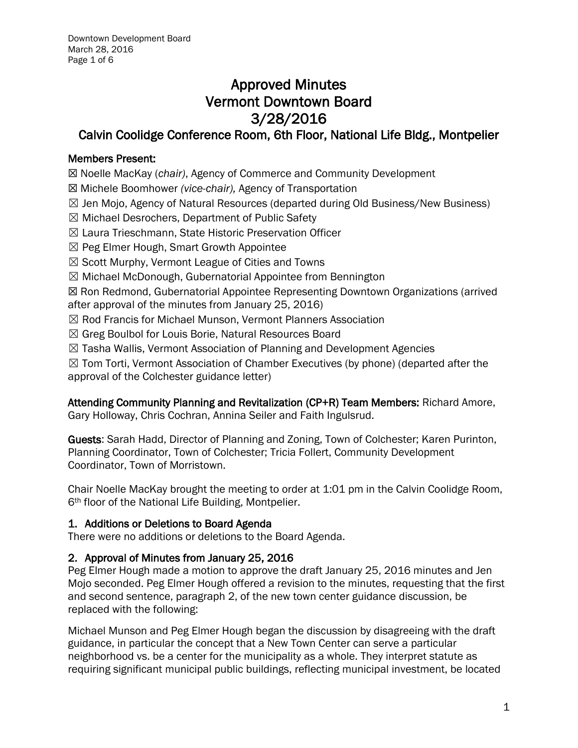# Approved Minutes
# Vermont Downtown Board
# 3/28/2016
## Calvin Coolidge Conference Room, 6th Floor, National Life Bldg., Montpelier

**Members Present:**

☒ Noelle MacKay (*chair*), Agency of Commerce and Community Development

☒ Michele Boomhower *(vice-chair),* Agency of Transportation

☒ Jen Mojo, Agency of Natural Resources (departed during Old Business/New Business)

☒ Michael Desrochers, Department of Public Safety

☒ Laura Trieschmann, State Historic Preservation Officer

☒ Peg Elmer Hough, Smart Growth Appointee

☒ Scott Murphy, Vermont League of Cities and Towns

☒ Michael McDonough, Gubernatorial Appointee from Bennington

☒ Ron Redmond, Gubernatorial Appointee Representing Downtown Organizations (arrived after approval of the minutes from January 25, 2016)

☒ Rod Francis for Michael Munson, Vermont Planners Association

☒ Greg Boulbol for Louis Borie, Natural Resources Board

☒ Tasha Wallis, Vermont Association of Planning and Development Agencies

☒ Tom Torti, Vermont Association of Chamber Executives (by phone) (departed after the approval of the Colchester guidance letter)

**Attending Community Planning and Revitalization (CP+R) Team Members:** Richard Amore, Gary Holloway, Chris Cochran, Annina Seiler and Faith Ingulsrud.

**Guests**: Sarah Hadd, Director of Planning and Zoning, Town of Colchester; Karen Purinton, Planning Coordinator, Town of Colchester; Tricia Follert, Community Development Coordinator, Town of Morristown.

Chair Noelle MacKay brought the meeting to order at 1:01 pm in the Calvin Coolidge Room, 6th floor of the National Life Building, Montpelier.

### 1. Additions or Deletions to Board Agenda

There were no additions or deletions to the Board Agenda.

### 2. Approval of Minutes from January 25, 2016

Peg Elmer Hough made a motion to approve the draft January 25, 2016 minutes and Jen Mojo seconded. Peg Elmer Hough offered a revision to the minutes, requesting that the first and second sentence, paragraph 2, of the new town center guidance discussion, be replaced with the following:

Michael Munson and Peg Elmer Hough began the discussion by disagreeing with the draft guidance, in particular the concept that a New Town Center can serve a particular neighborhood vs. be a center for the municipality as a whole. They interpret statute as requiring significant municipal public buildings, reflecting municipal investment, be located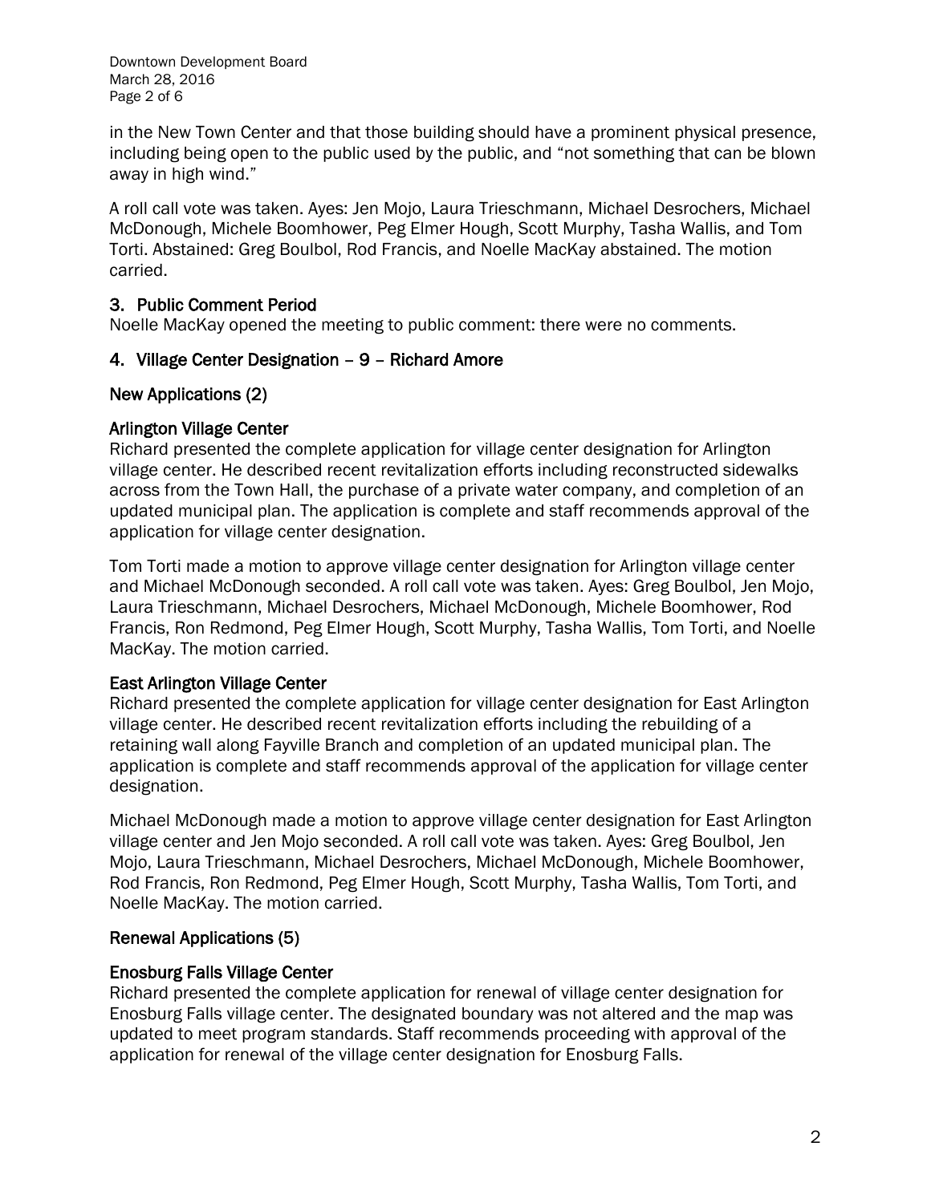in the New Town Center and that those building should have a prominent physical presence, including being open to the public used by the public, and "not something that can be blown away in high wind."

A roll call vote was taken. Ayes: Jen Mojo, Laura Trieschmann, Michael Desrochers, Michael McDonough, Michele Boomhower, Peg Elmer Hough, Scott Murphy, Tasha Wallis, and Tom Torti. Abstained: Greg Boulbol, Rod Francis, and Noelle MacKay abstained. The motion carried.

## 3. Public Comment Period

Noelle MacKay opened the meeting to public comment: there were no comments.

## 4. Village Center Designation – 9 – Richard Amore

### New Applications (2)

### Arlington Village Center

Richard presented the complete application for village center designation for Arlington village center. He described recent revitalization efforts including reconstructed sidewalks across from the Town Hall, the purchase of a private water company, and completion of an updated municipal plan. The application is complete and staff recommends approval of the application for village center designation.

Tom Torti made a motion to approve village center designation for Arlington village center and Michael McDonough seconded. A roll call vote was taken. Ayes: Greg Boulbol, Jen Mojo, Laura Trieschmann, Michael Desrochers, Michael McDonough, Michele Boomhower, Rod Francis, Ron Redmond, Peg Elmer Hough, Scott Murphy, Tasha Wallis, Tom Torti, and Noelle MacKay. The motion carried.

### East Arlington Village Center

Richard presented the complete application for village center designation for East Arlington village center. He described recent revitalization efforts including the rebuilding of a retaining wall along Fayville Branch and completion of an updated municipal plan. The application is complete and staff recommends approval of the application for village center designation.

Michael McDonough made a motion to approve village center designation for East Arlington village center and Jen Mojo seconded. A roll call vote was taken. Ayes: Greg Boulbol, Jen Mojo, Laura Trieschmann, Michael Desrochers, Michael McDonough, Michele Boomhower, Rod Francis, Ron Redmond, Peg Elmer Hough, Scott Murphy, Tasha Wallis, Tom Torti, and Noelle MacKay. The motion carried.

### Renewal Applications (5)

### Enosburg Falls Village Center

Richard presented the complete application for renewal of village center designation for Enosburg Falls village center. The designated boundary was not altered and the map was updated to meet program standards. Staff recommends proceeding with approval of the application for renewal of the village center designation for Enosburg Falls.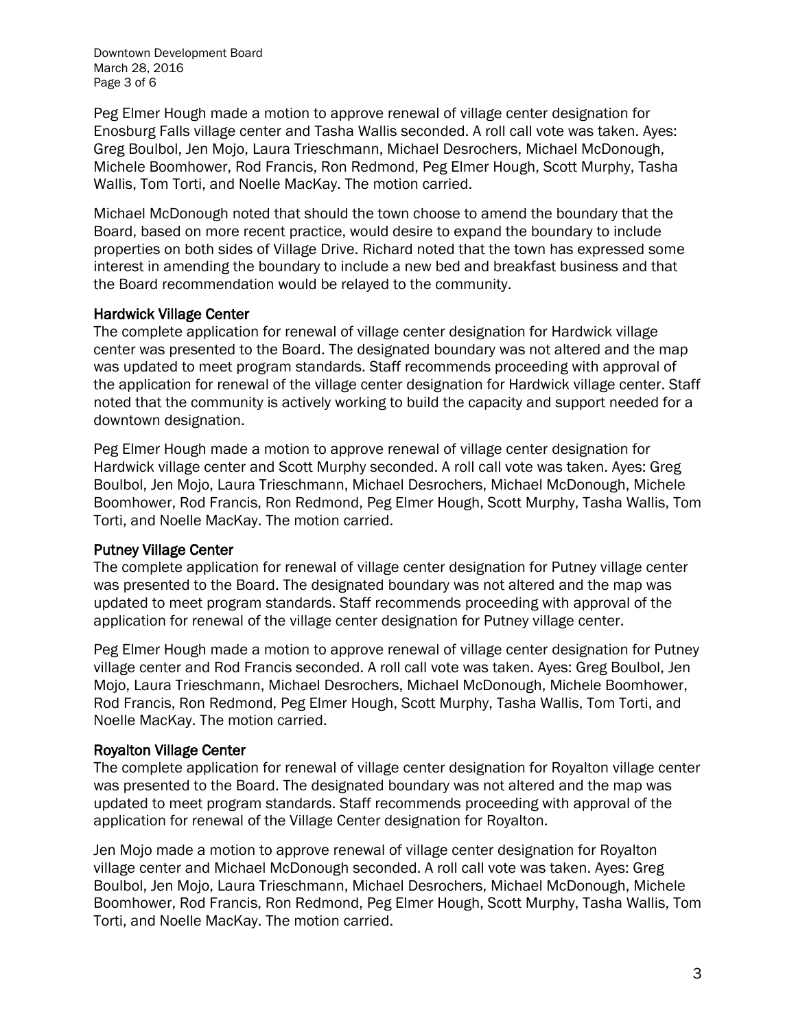Peg Elmer Hough made a motion to approve renewal of village center designation for Enosburg Falls village center and Tasha Wallis seconded. A roll call vote was taken. Ayes: Greg Boulbol, Jen Mojo, Laura Trieschmann, Michael Desrochers, Michael McDonough, Michele Boomhower, Rod Francis, Ron Redmond, Peg Elmer Hough, Scott Murphy, Tasha Wallis, Tom Torti, and Noelle MacKay. The motion carried.

Michael McDonough noted that should the town choose to amend the boundary that the Board, based on more recent practice, would desire to expand the boundary to include properties on both sides of Village Drive. Richard noted that the town has expressed some interest in amending the boundary to include a new bed and breakfast business and that the Board recommendation would be relayed to the community.

### Hardwick Village Center

The complete application for renewal of village center designation for Hardwick village center was presented to the Board. The designated boundary was not altered and the map was updated to meet program standards. Staff recommends proceeding with approval of the application for renewal of the village center designation for Hardwick village center. Staff noted that the community is actively working to build the capacity and support needed for a downtown designation.

Peg Elmer Hough made a motion to approve renewal of village center designation for Hardwick village center and Scott Murphy seconded. A roll call vote was taken. Ayes: Greg Boulbol, Jen Mojo, Laura Trieschmann, Michael Desrochers, Michael McDonough, Michele Boomhower, Rod Francis, Ron Redmond, Peg Elmer Hough, Scott Murphy, Tasha Wallis, Tom Torti, and Noelle MacKay. The motion carried.

### Putney Village Center

The complete application for renewal of village center designation for Putney village center was presented to the Board. The designated boundary was not altered and the map was updated to meet program standards. Staff recommends proceeding with approval of the application for renewal of the village center designation for Putney village center.

Peg Elmer Hough made a motion to approve renewal of village center designation for Putney village center and Rod Francis seconded. A roll call vote was taken. Ayes: Greg Boulbol, Jen Mojo, Laura Trieschmann, Michael Desrochers, Michael McDonough, Michele Boomhower, Rod Francis, Ron Redmond, Peg Elmer Hough, Scott Murphy, Tasha Wallis, Tom Torti, and Noelle MacKay. The motion carried.

### Royalton Village Center

The complete application for renewal of village center designation for Royalton village center was presented to the Board. The designated boundary was not altered and the map was updated to meet program standards. Staff recommends proceeding with approval of the application for renewal of the Village Center designation for Royalton.

Jen Mojo made a motion to approve renewal of village center designation for Royalton village center and Michael McDonough seconded. A roll call vote was taken. Ayes: Greg Boulbol, Jen Mojo, Laura Trieschmann, Michael Desrochers, Michael McDonough, Michele Boomhower, Rod Francis, Ron Redmond, Peg Elmer Hough, Scott Murphy, Tasha Wallis, Tom Torti, and Noelle MacKay. The motion carried.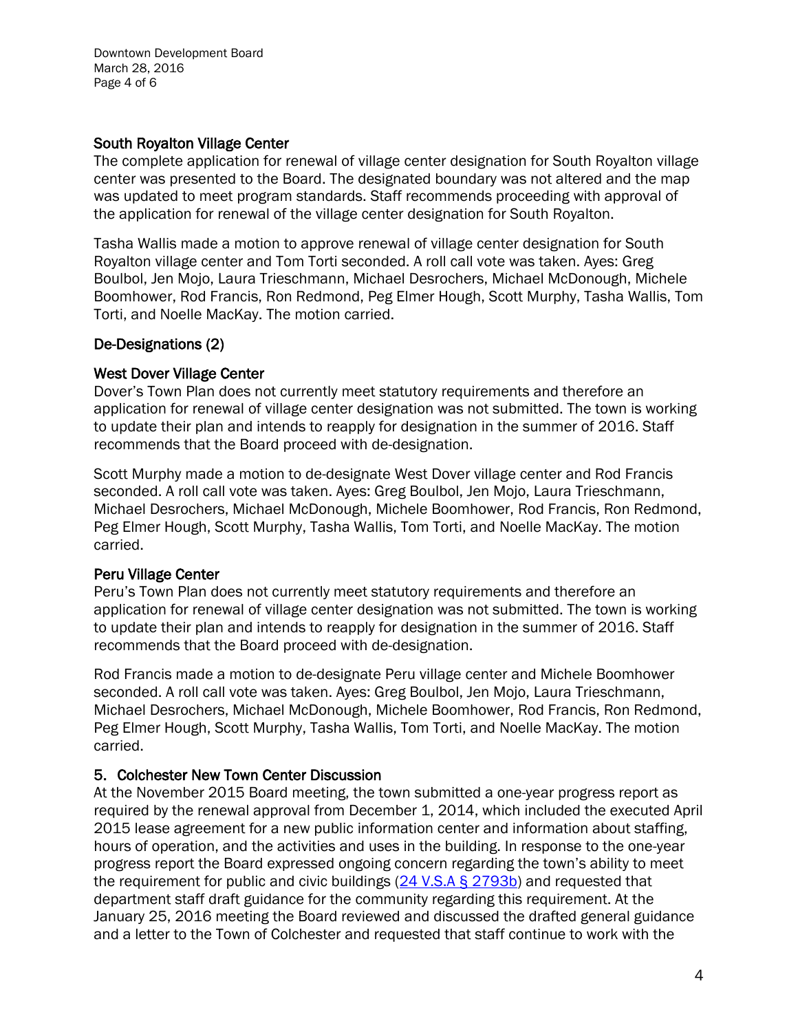### South Royalton Village Center

The complete application for renewal of village center designation for South Royalton village center was presented to the Board. The designated boundary was not altered and the map was updated to meet program standards. Staff recommends proceeding with approval of the application for renewal of the village center designation for South Royalton.

Tasha Wallis made a motion to approve renewal of village center designation for South Royalton village center and Tom Torti seconded. A roll call vote was taken. Ayes: Greg Boulbol, Jen Mojo, Laura Trieschmann, Michael Desrochers, Michael McDonough, Michele Boomhower, Rod Francis, Ron Redmond, Peg Elmer Hough, Scott Murphy, Tasha Wallis, Tom Torti, and Noelle MacKay. The motion carried.

### De-Designations (2)

### West Dover Village Center

Dover's Town Plan does not currently meet statutory requirements and therefore an application for renewal of village center designation was not submitted. The town is working to update their plan and intends to reapply for designation in the summer of 2016. Staff recommends that the Board proceed with de-designation.

Scott Murphy made a motion to de-designate West Dover village center and Rod Francis seconded. A roll call vote was taken. Ayes: Greg Boulbol, Jen Mojo, Laura Trieschmann, Michael Desrochers, Michael McDonough, Michele Boomhower, Rod Francis, Ron Redmond, Peg Elmer Hough, Scott Murphy, Tasha Wallis, Tom Torti, and Noelle MacKay. The motion carried.

### Peru Village Center

Peru's Town Plan does not currently meet statutory requirements and therefore an application for renewal of village center designation was not submitted. The town is working to update their plan and intends to reapply for designation in the summer of 2016. Staff recommends that the Board proceed with de-designation.

Rod Francis made a motion to de-designate Peru village center and Michele Boomhower seconded. A roll call vote was taken. Ayes: Greg Boulbol, Jen Mojo, Laura Trieschmann, Michael Desrochers, Michael McDonough, Michele Boomhower, Rod Francis, Ron Redmond, Peg Elmer Hough, Scott Murphy, Tasha Wallis, Tom Torti, and Noelle MacKay. The motion carried.

## 5. Colchester New Town Center Discussion

At the November 2015 Board meeting, the town submitted a one-year progress report as required by the renewal approval from December 1, 2014, which included the executed April 2015 lease agreement for a new public information center and information about staffing, hours of operation, and the activities and uses in the building. In response to the one-year progress report the Board expressed ongoing concern regarding the town's ability to meet the requirement for public and civic buildings (24 V.S.A § 2793b) and requested that department staff draft guidance for the community regarding this requirement. At the January 25, 2016 meeting the Board reviewed and discussed the drafted general guidance and a letter to the Town of Colchester and requested that staff continue to work with the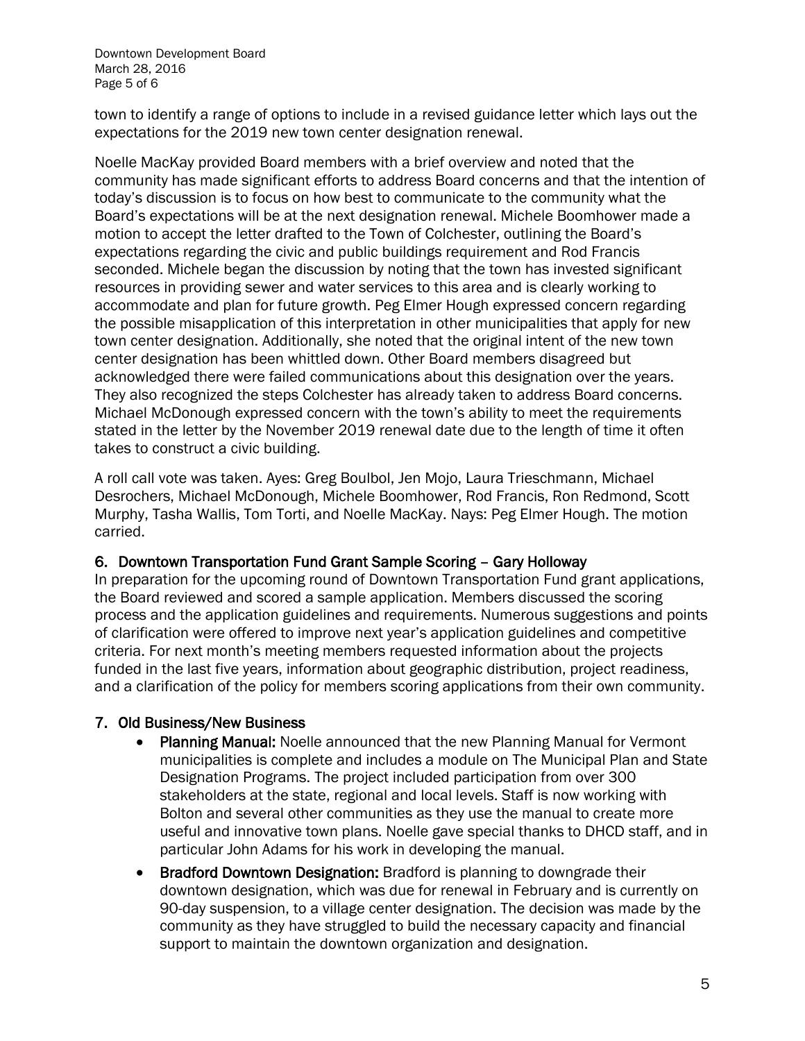town to identify a range of options to include in a revised guidance letter which lays out the expectations for the 2019 new town center designation renewal.

Noelle MacKay provided Board members with a brief overview and noted that the community has made significant efforts to address Board concerns and that the intention of today's discussion is to focus on how best to communicate to the community what the Board's expectations will be at the next designation renewal. Michele Boomhower made a motion to accept the letter drafted to the Town of Colchester, outlining the Board's expectations regarding the civic and public buildings requirement and Rod Francis seconded. Michele began the discussion by noting that the town has invested significant resources in providing sewer and water services to this area and is clearly working to accommodate and plan for future growth. Peg Elmer Hough expressed concern regarding the possible misapplication of this interpretation in other municipalities that apply for new town center designation. Additionally, she noted that the original intent of the new town center designation has been whittled down. Other Board members disagreed but acknowledged there were failed communications about this designation over the years. They also recognized the steps Colchester has already taken to address Board concerns. Michael McDonough expressed concern with the town's ability to meet the requirements stated in the letter by the November 2019 renewal date due to the length of time it often takes to construct a civic building.

A roll call vote was taken. Ayes: Greg Boulbol, Jen Mojo, Laura Trieschmann, Michael Desrochers, Michael McDonough, Michele Boomhower, Rod Francis, Ron Redmond, Scott Murphy, Tasha Wallis, Tom Torti, and Noelle MacKay. Nays: Peg Elmer Hough. The motion carried.

## 6. Downtown Transportation Fund Grant Sample Scoring – Gary Holloway

In preparation for the upcoming round of Downtown Transportation Fund grant applications, the Board reviewed and scored a sample application. Members discussed the scoring process and the application guidelines and requirements. Numerous suggestions and points of clarification were offered to improve next year's application guidelines and competitive criteria. For next month's meeting members requested information about the projects funded in the last five years, information about geographic distribution, project readiness, and a clarification of the policy for members scoring applications from their own community.

## 7. Old Business/New Business

- **Planning Manual:** Noelle announced that the new Planning Manual for Vermont municipalities is complete and includes a module on The Municipal Plan and State Designation Programs. The project included participation from over 300 stakeholders at the state, regional and local levels. Staff is now working with Bolton and several other communities as they use the manual to create more useful and innovative town plans. Noelle gave special thanks to DHCD staff, and in particular John Adams for his work in developing the manual.
- **Bradford Downtown Designation:** Bradford is planning to downgrade their downtown designation, which was due for renewal in February and is currently on 90-day suspension, to a village center designation. The decision was made by the community as they have struggled to build the necessary capacity and financial support to maintain the downtown organization and designation.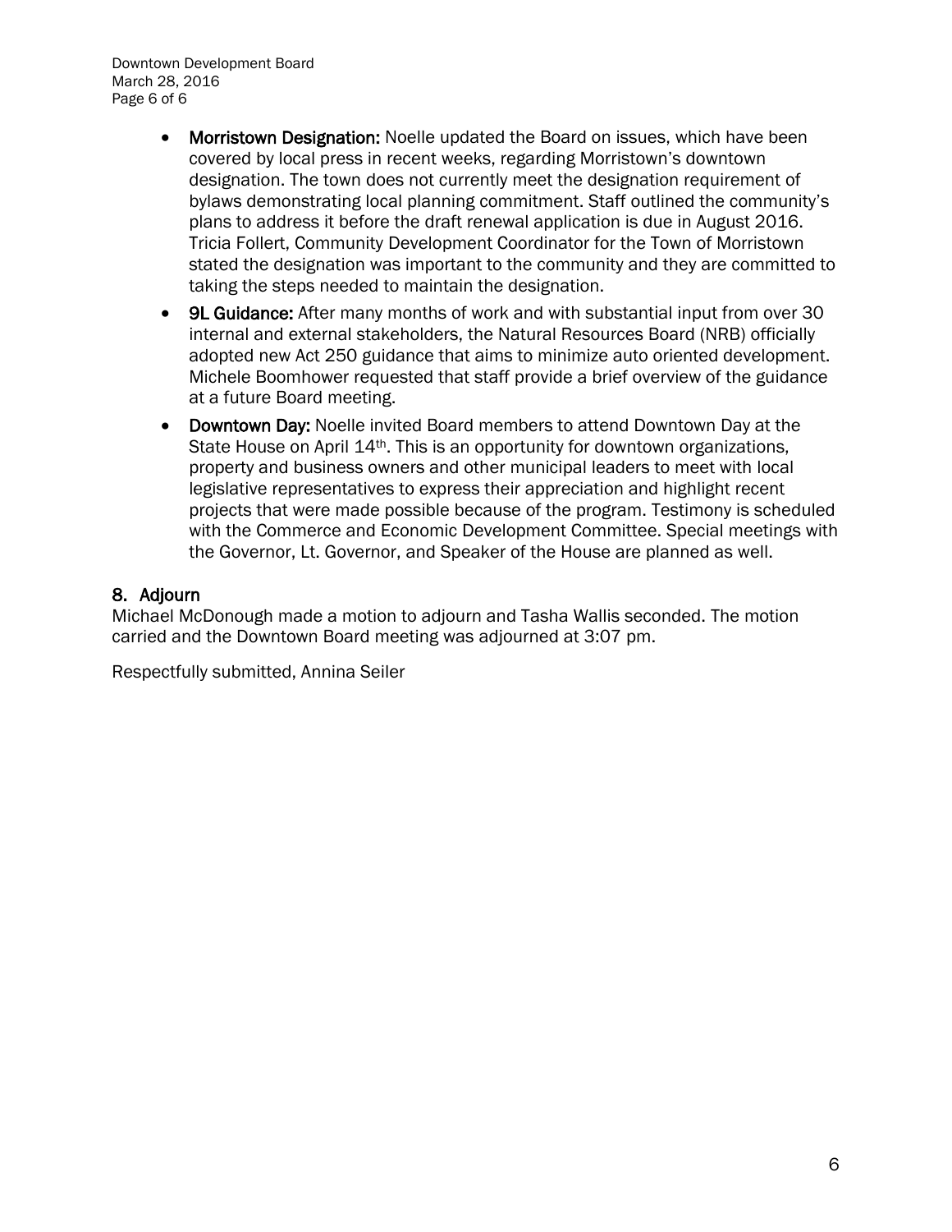- **Morristown Designation:** Noelle updated the Board on issues, which have been covered by local press in recent weeks, regarding Morristown's downtown designation. The town does not currently meet the designation requirement of bylaws demonstrating local planning commitment. Staff outlined the community's plans to address it before the draft renewal application is due in August 2016. Tricia Follert, Community Development Coordinator for the Town of Morristown stated the designation was important to the community and they are committed to taking the steps needed to maintain the designation.
- **9L Guidance:** After many months of work and with substantial input from over 30 internal and external stakeholders, the Natural Resources Board (NRB) officially adopted new Act 250 guidance that aims to minimize auto oriented development. Michele Boomhower requested that staff provide a brief overview of the guidance at a future Board meeting.
- **Downtown Day:** Noelle invited Board members to attend Downtown Day at the State House on April 14th. This is an opportunity for downtown organizations, property and business owners and other municipal leaders to meet with local legislative representatives to express their appreciation and highlight recent projects that were made possible because of the program. Testimony is scheduled with the Commerce and Economic Development Committee. Special meetings with the Governor, Lt. Governor, and Speaker of the House are planned as well.

## 8. Adjourn

Michael McDonough made a motion to adjourn and Tasha Wallis seconded. The motion carried and the Downtown Board meeting was adjourned at 3:07 pm.

Respectfully submitted, Annina Seiler